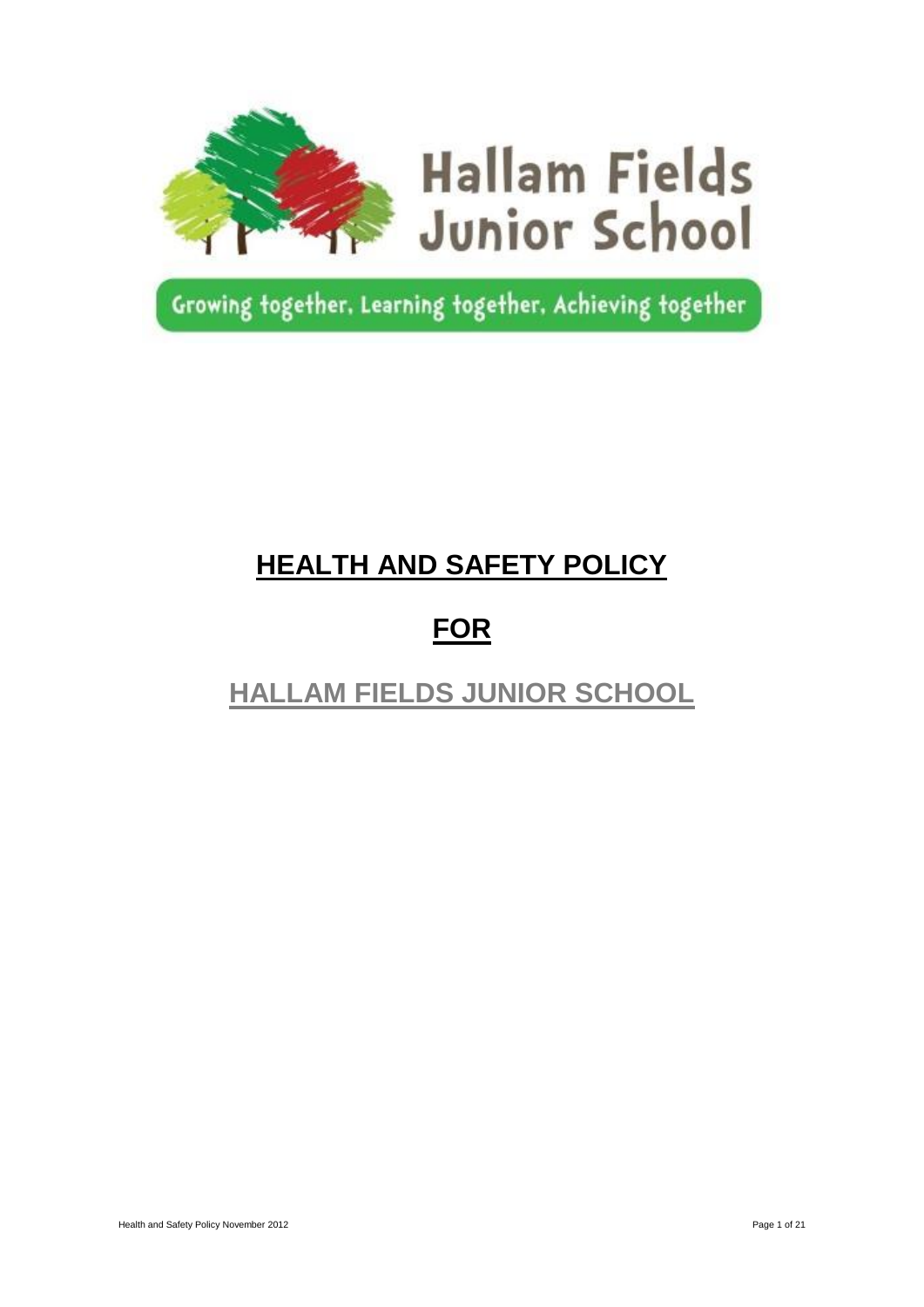Hallam Fields Junior School

Growing together, Learning together, Achieving together

# HEALTH AND SAFETY POLICY

# FOR

# HALLAM FIELDS JUNIOR SCHOOL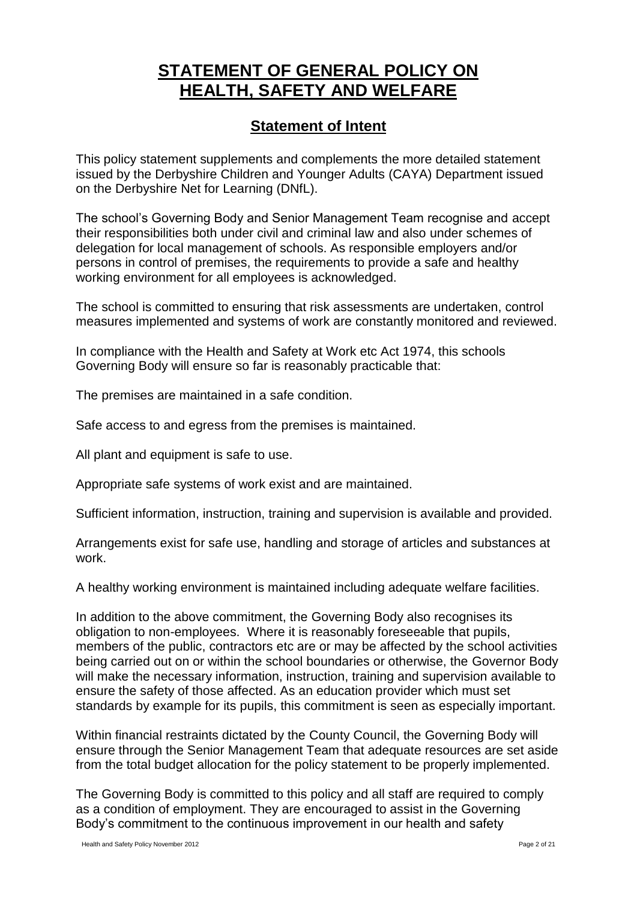# STATEMENT OF GENERAL POLICY ON HEALTH, SAFETY AND WELFARE

## Statement of Intent

This policy statement supplements and complements the more detailed statement issued by the Derbyshire Children and Younger Adults (CAYA) Department issued on the Derbyshire Net for Learning (DNfL).

The school's Governing Body and Senior Management Team recognise and accept their responsibilities both under civil and criminal law and also under schemes of delegation for local management of schools. As responsible employers and/or persons in control of premises, the requirements to provide a safe and healthy working environment for all employees is acknowledged.

The school is committed to ensuring that risk assessments are undertaken, control measures implemented and systems of work are constantly monitored and reviewed.

In compliance with the Health and Safety at Work etc Act 1974, this schools Governing Body will ensure so far is reasonably practicable that:

The premises are maintained in a safe condition.

Safe access to and egress from the premises is maintained.

All plant and equipment is safe to use.

Appropriate safe systems of work exist and are maintained.

Sufficient information, instruction, training and supervision is available and provided.

Arrangements exist for safe use, handling and storage of articles and substances at work.

A healthy working environment is maintained including adequate welfare facilities.

In addition to the above commitment, the Governing Body also recognises its obligation to non-employees. Where it is reasonably foreseeable that pupils, members of the public, contractors etc are or may be affected by the school activities being carried out on or within the school boundaries or otherwise, the Governor Body will make the necessary information, instruction, training and supervision available to ensure the safety of those affected. As an education provider which must set standards by example for its pupils, this commitment is seen as especially important.

Within financial restraints dictated by the County Council, the Governing Body will ensure through the Senior Management Team that adequate resources are set aside from the total budget allocation for the policy statement to be properly implemented.

The Governing Body is committed to this policy and all staff are required to comply as a condition of employment. They are encouraged to assist in the Governing Body's commitment to the continuous improvement in our health and safety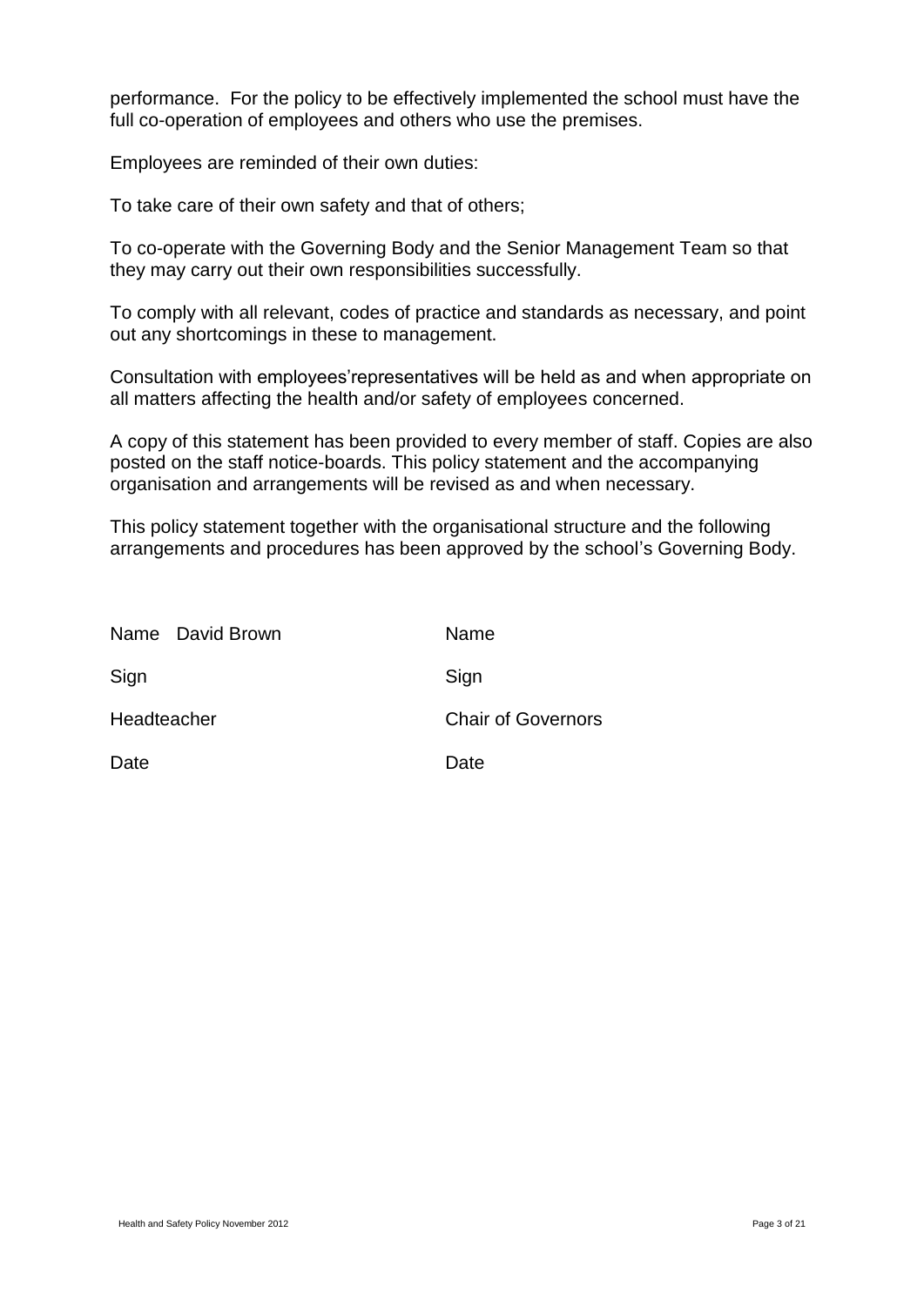performance. For the policy to be effectively implemented the school must have the full co-operation of employees and others who use the premises.

Employees are reminded of their own duties:

To take care of their own safety and that of others;

To co-operate with the Governing Body and the Senior Management Team so that they may carry out their own responsibilities successfully.

To comply with all relevant, codes of practice and standards as necessary, and point out any shortcomings in these to management.

Consultation with employees'representatives will be held as and when appropriate on all matters affecting the health and/or safety of employees concerned.

A copy of this statement has been provided to every member of staff. Copies are also posted on the staff notice-boards. This policy statement and the accompanying organisation and arrangements will be revised as and when necessary.

This policy statement together with the organisational structure and the following arrangements and procedures has been approved by the school's Governing Body.

| | |
|---|---|
| Name David Brown | Name |
| Sign | Sign |
| Headteacher | Chair of Governors |
| Date | Date |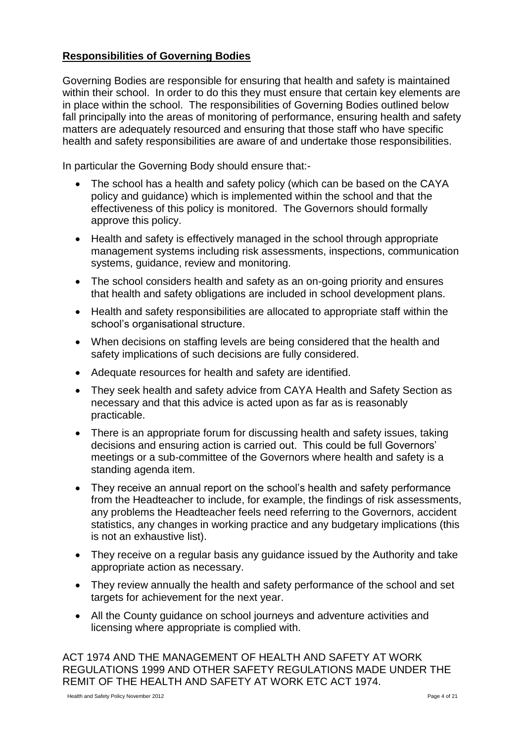## **Responsibilities of Governing Bodies**

Governing Bodies are responsible for ensuring that health and safety is maintained within their school. In order to do this they must ensure that certain key elements are in place within the school. The responsibilities of Governing Bodies outlined below fall principally into the areas of monitoring of performance, ensuring health and safety matters are adequately resourced and ensuring that those staff who have specific health and safety responsibilities are aware of and undertake those responsibilities.

In particular the Governing Body should ensure that:-

- The school has a health and safety policy (which can be based on the CAYA policy and guidance) which is implemented within the school and that the effectiveness of this policy is monitored. The Governors should formally approve this policy.
- Health and safety is effectively managed in the school through appropriate management systems including risk assessments, inspections, communication systems, guidance, review and monitoring.
- The school considers health and safety as an on-going priority and ensures that health and safety obligations are included in school development plans.
- Health and safety responsibilities are allocated to appropriate staff within the school's organisational structure.
- When decisions on staffing levels are being considered that the health and safety implications of such decisions are fully considered.
- Adequate resources for health and safety are identified.
- They seek health and safety advice from CAYA Health and Safety Section as necessary and that this advice is acted upon as far as is reasonably practicable.
- There is an appropriate forum for discussing health and safety issues, taking decisions and ensuring action is carried out. This could be full Governors' meetings or a sub-committee of the Governors where health and safety is a standing agenda item.
- They receive an annual report on the school's health and safety performance from the Headteacher to include, for example, the findings of risk assessments, any problems the Headteacher feels need referring to the Governors, accident statistics, any changes in working practice and any budgetary implications (this is not an exhaustive list).
- They receive on a regular basis any guidance issued by the Authority and take appropriate action as necessary.
- They review annually the health and safety performance of the school and set targets for achievement for the next year.
- All the County guidance on school journeys and adventure activities and licensing where appropriate is complied with.

ACT 1974 AND THE MANAGEMENT OF HEALTH AND SAFETY AT WORK REGULATIONS 1999 AND OTHER SAFETY REGULATIONS MADE UNDER THE REMIT OF THE HEALTH AND SAFETY AT WORK ETC ACT 1974.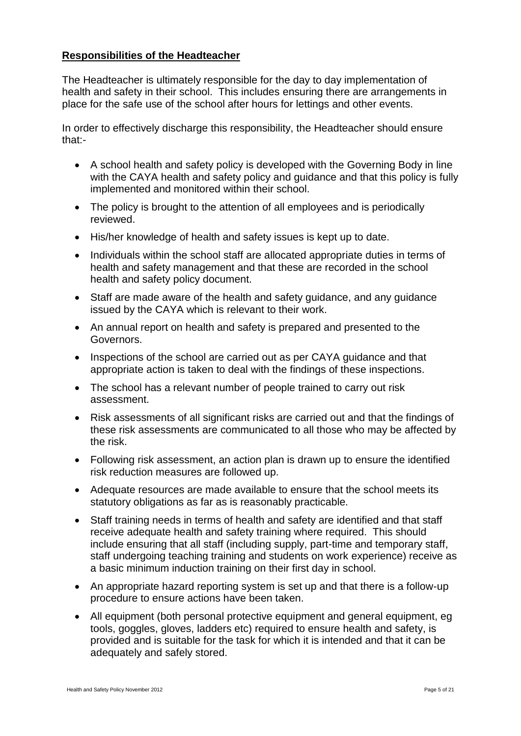**Responsibilities of the Headteacher**

The Headteacher is ultimately responsible for the day to day implementation of health and safety in their school. This includes ensuring there are arrangements in place for the safe use of the school after hours for lettings and other events.

In order to effectively discharge this responsibility, the Headteacher should ensure that:-

- A school health and safety policy is developed with the Governing Body in line with the CAYA health and safety policy and guidance and that this policy is fully implemented and monitored within their school.
- The policy is brought to the attention of all employees and is periodically reviewed.
- His/her knowledge of health and safety issues is kept up to date.
- Individuals within the school staff are allocated appropriate duties in terms of health and safety management and that these are recorded in the school health and safety policy document.
- Staff are made aware of the health and safety guidance, and any guidance issued by the CAYA which is relevant to their work.
- An annual report on health and safety is prepared and presented to the Governors.
- Inspections of the school are carried out as per CAYA guidance and that appropriate action is taken to deal with the findings of these inspections.
- The school has a relevant number of people trained to carry out risk assessment.
- Risk assessments of all significant risks are carried out and that the findings of these risk assessments are communicated to all those who may be affected by the risk.
- Following risk assessment, an action plan is drawn up to ensure the identified risk reduction measures are followed up.
- Adequate resources are made available to ensure that the school meets its statutory obligations as far as is reasonably practicable.
- Staff training needs in terms of health and safety are identified and that staff receive adequate health and safety training where required. This should include ensuring that all staff (including supply, part-time and temporary staff, staff undergoing teaching training and students on work experience) receive as a basic minimum induction training on their first day in school.
- An appropriate hazard reporting system is set up and that there is a follow-up procedure to ensure actions have been taken.
- All equipment (both personal protective equipment and general equipment, eg tools, goggles, gloves, ladders etc) required to ensure health and safety, is provided and is suitable for the task for which it is intended and that it can be adequately and safely stored.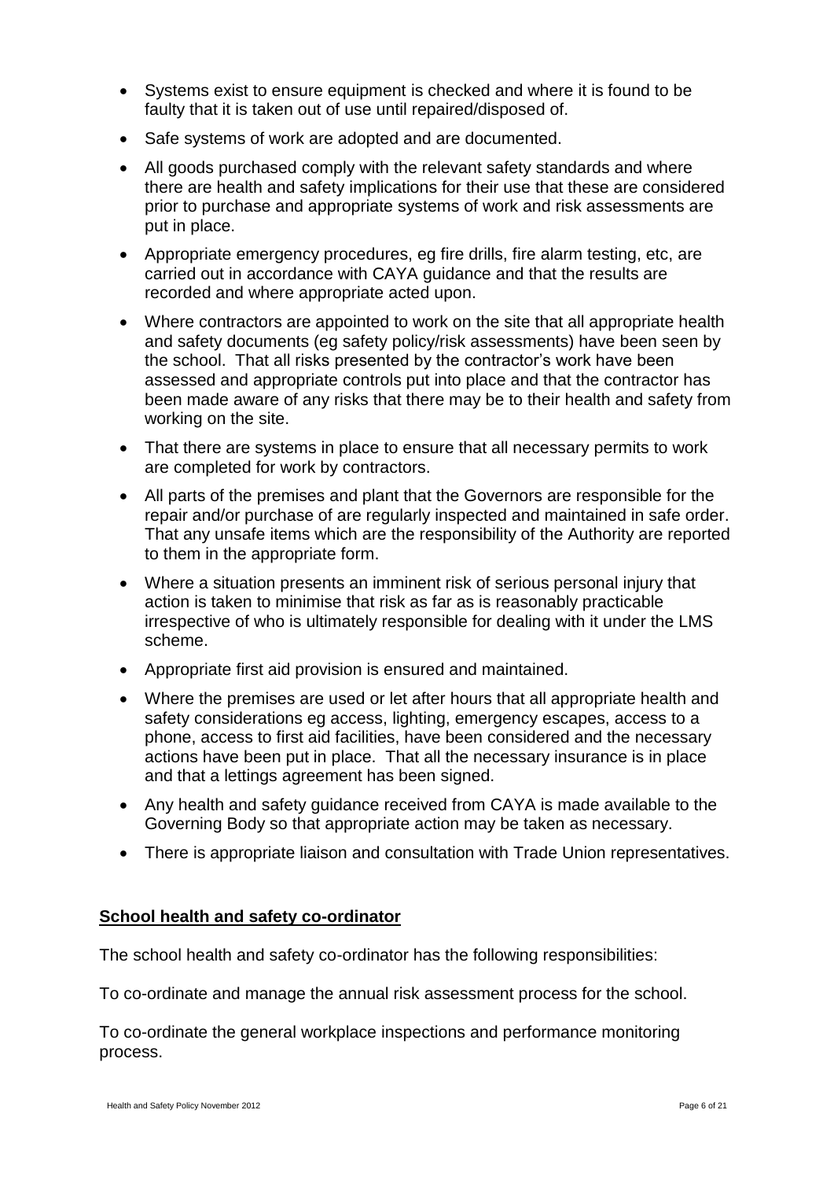- Systems exist to ensure equipment is checked and where it is found to be faulty that it is taken out of use until repaired/disposed of.
- Safe systems of work are adopted and are documented.
- All goods purchased comply with the relevant safety standards and where there are health and safety implications for their use that these are considered prior to purchase and appropriate systems of work and risk assessments are put in place.
- Appropriate emergency procedures, eg fire drills, fire alarm testing, etc, are carried out in accordance with CAYA guidance and that the results are recorded and where appropriate acted upon.
- Where contractors are appointed to work on the site that all appropriate health and safety documents (eg safety policy/risk assessments) have been seen by the school. That all risks presented by the contractor's work have been assessed and appropriate controls put into place and that the contractor has been made aware of any risks that there may be to their health and safety from working on the site.
- That there are systems in place to ensure that all necessary permits to work are completed for work by contractors.
- All parts of the premises and plant that the Governors are responsible for the repair and/or purchase of are regularly inspected and maintained in safe order. That any unsafe items which are the responsibility of the Authority are reported to them in the appropriate form.
- Where a situation presents an imminent risk of serious personal injury that action is taken to minimise that risk as far as is reasonably practicable irrespective of who is ultimately responsible for dealing with it under the LMS scheme.
- Appropriate first aid provision is ensured and maintained.
- Where the premises are used or let after hours that all appropriate health and safety considerations eg access, lighting, emergency escapes, access to a phone, access to first aid facilities, have been considered and the necessary actions have been put in place. That all the necessary insurance is in place and that a lettings agreement has been signed.
- Any health and safety guidance received from CAYA is made available to the Governing Body so that appropriate action may be taken as necessary.
- There is appropriate liaison and consultation with Trade Union representatives.

**School health and safety co-ordinator**

The school health and safety co-ordinator has the following responsibilities:

To co-ordinate and manage the annual risk assessment process for the school.

To co-ordinate the general workplace inspections and performance monitoring process.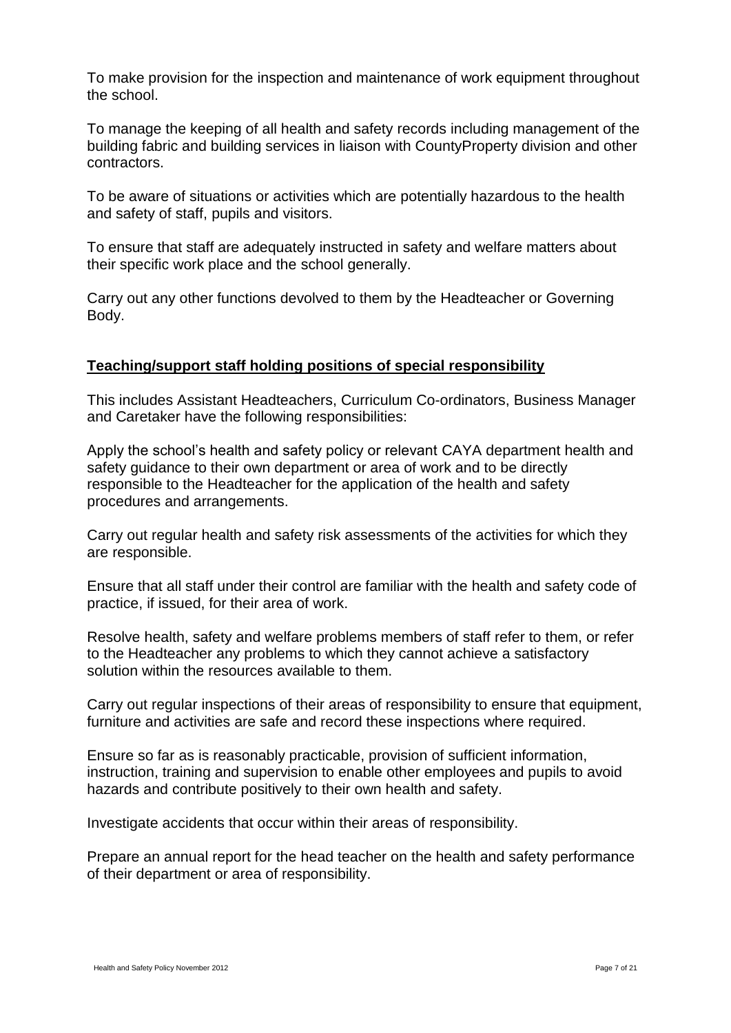To make provision for the inspection and maintenance of work equipment throughout the school.

To manage the keeping of all health and safety records including management of the building fabric and building services in liaison with CountyProperty division and other contractors.

To be aware of situations or activities which are potentially hazardous to the health and safety of staff, pupils and visitors.

To ensure that staff are adequately instructed in safety and welfare matters about their specific work place and the school generally.

Carry out any other functions devolved to them by the Headteacher or Governing Body.

**Teaching/support staff holding positions of special responsibility**

This includes Assistant Headteachers, Curriculum Co-ordinators, Business Manager and Caretaker have the following responsibilities:

Apply the school's health and safety policy or relevant CAYA department health and safety guidance to their own department or area of work and to be directly responsible to the Headteacher for the application of the health and safety procedures and arrangements.

Carry out regular health and safety risk assessments of the activities for which they are responsible.

Ensure that all staff under their control are familiar with the health and safety code of practice, if issued, for their area of work.

Resolve health, safety and welfare problems members of staff refer to them, or refer to the Headteacher any problems to which they cannot achieve a satisfactory solution within the resources available to them.

Carry out regular inspections of their areas of responsibility to ensure that equipment, furniture and activities are safe and record these inspections where required.

Ensure so far as is reasonably practicable, provision of sufficient information, instruction, training and supervision to enable other employees and pupils to avoid hazards and contribute positively to their own health and safety.

Investigate accidents that occur within their areas of responsibility.

Prepare an annual report for the head teacher on the health and safety performance of their department or area of responsibility.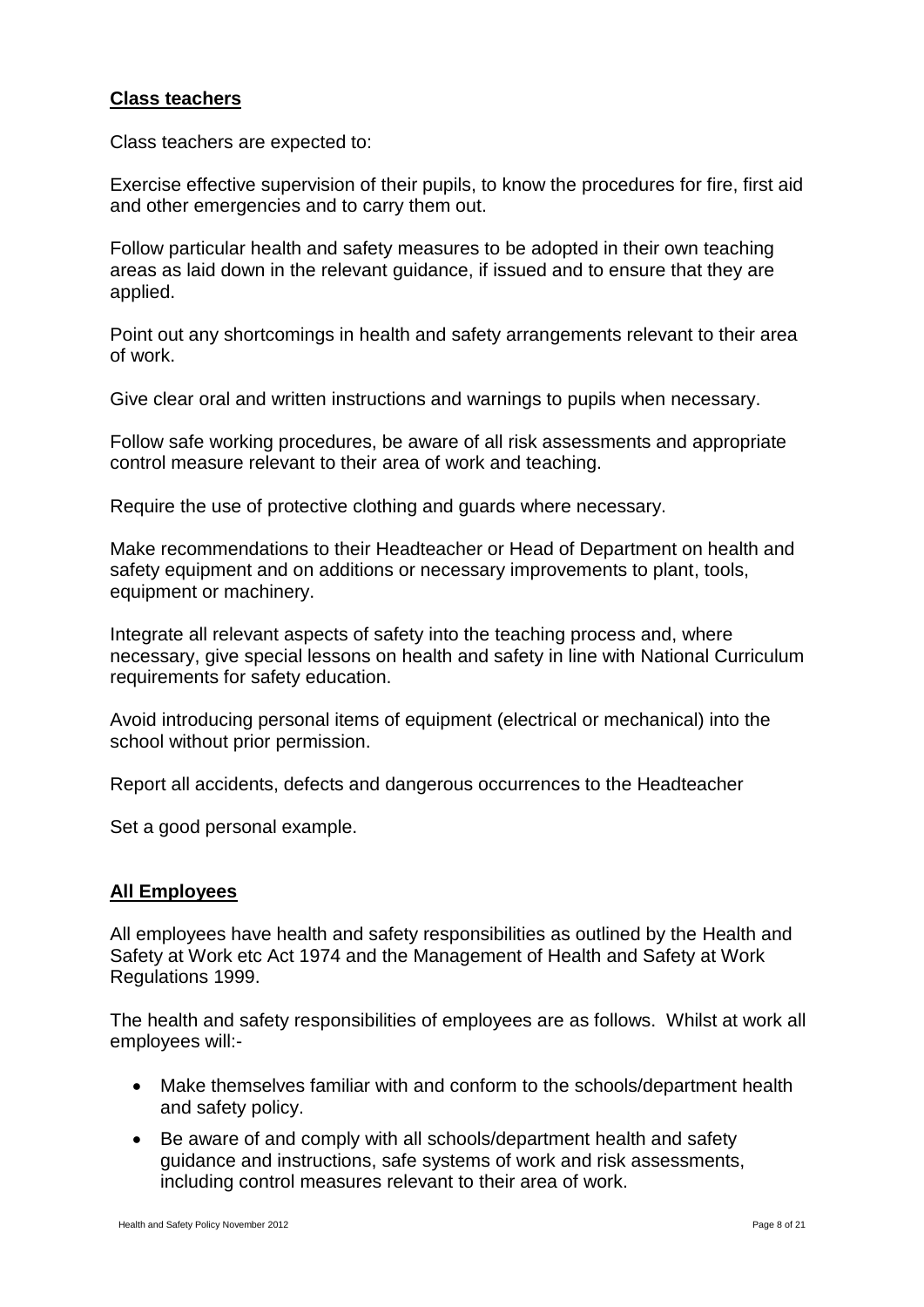## Class teachers

Class teachers are expected to:

Exercise effective supervision of their pupils, to know the procedures for fire, first aid and other emergencies and to carry them out.

Follow particular health and safety measures to be adopted in their own teaching areas as laid down in the relevant guidance, if issued and to ensure that they are applied.

Point out any shortcomings in health and safety arrangements relevant to their area of work.

Give clear oral and written instructions and warnings to pupils when necessary.

Follow safe working procedures, be aware of all risk assessments and appropriate control measure relevant to their area of work and teaching.

Require the use of protective clothing and guards where necessary.

Make recommendations to their Headteacher or Head of Department on health and safety equipment and on additions or necessary improvements to plant, tools, equipment or machinery.

Integrate all relevant aspects of safety into the teaching process and, where necessary, give special lessons on health and safety in line with National Curriculum requirements for safety education.

Avoid introducing personal items of equipment (electrical or mechanical) into the school without prior permission.

Report all accidents, defects and dangerous occurrences to the Headteacher

Set a good personal example.

## All Employees

All employees have health and safety responsibilities as outlined by the Health and Safety at Work etc Act 1974 and the Management of Health and Safety at Work Regulations 1999.

The health and safety responsibilities of employees are as follows. Whilst at work all employees will:-

- Make themselves familiar with and conform to the schools/department health and safety policy.
- Be aware of and comply with all schools/department health and safety guidance and instructions, safe systems of work and risk assessments, including control measures relevant to their area of work.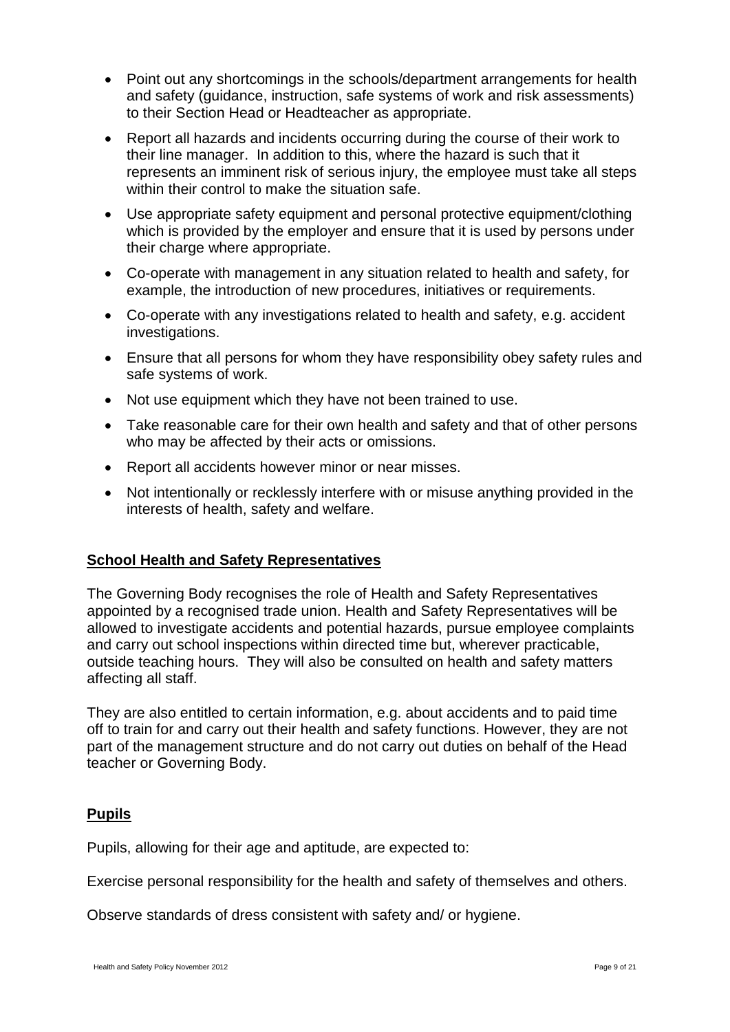- Point out any shortcomings in the schools/department arrangements for health and safety (guidance, instruction, safe systems of work and risk assessments) to their Section Head or Headteacher as appropriate.
- Report all hazards and incidents occurring during the course of their work to their line manager. In addition to this, where the hazard is such that it represents an imminent risk of serious injury, the employee must take all steps within their control to make the situation safe.
- Use appropriate safety equipment and personal protective equipment/clothing which is provided by the employer and ensure that it is used by persons under their charge where appropriate.
- Co-operate with management in any situation related to health and safety, for example, the introduction of new procedures, initiatives or requirements.
- Co-operate with any investigations related to health and safety, e.g. accident investigations.
- Ensure that all persons for whom they have responsibility obey safety rules and safe systems of work.
- Not use equipment which they have not been trained to use.
- Take reasonable care for their own health and safety and that of other persons who may be affected by their acts or omissions.
- Report all accidents however minor or near misses.
- Not intentionally or recklessly interfere with or misuse anything provided in the interests of health, safety and welfare.

## School Health and Safety Representatives

The Governing Body recognises the role of Health and Safety Representatives appointed by a recognised trade union. Health and Safety Representatives will be allowed to investigate accidents and potential hazards, pursue employee complaints and carry out school inspections within directed time but, wherever practicable, outside teaching hours. They will also be consulted on health and safety matters affecting all staff.

They are also entitled to certain information, e.g. about accidents and to paid time off to train for and carry out their health and safety functions. However, they are not part of the management structure and do not carry out duties on behalf of the Head teacher or Governing Body.

## Pupils

Pupils, allowing for their age and aptitude, are expected to:

Exercise personal responsibility for the health and safety of themselves and others.

Observe standards of dress consistent with safety and/ or hygiene.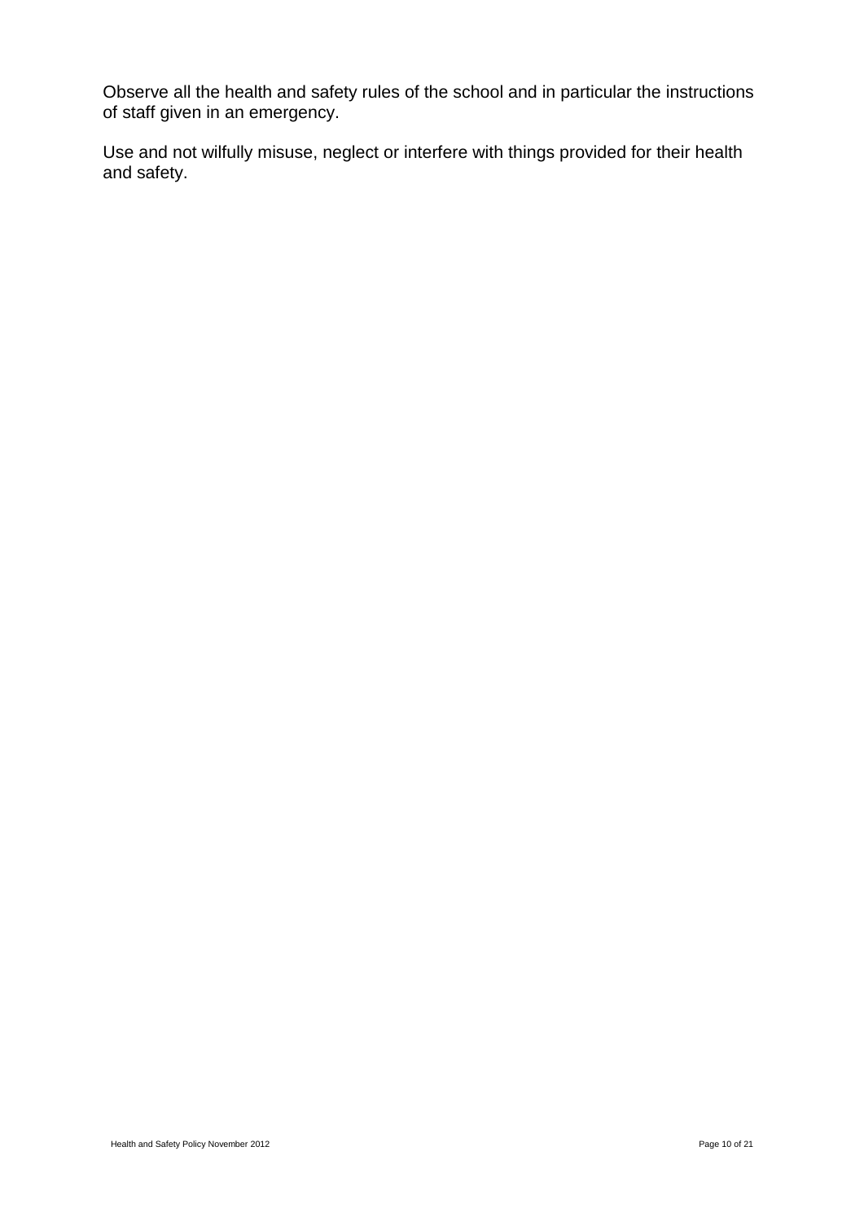Observe all the health and safety rules of the school and in particular the instructions of staff given in an emergency.

Use and not wilfully misuse, neglect or interfere with things provided for their health and safety.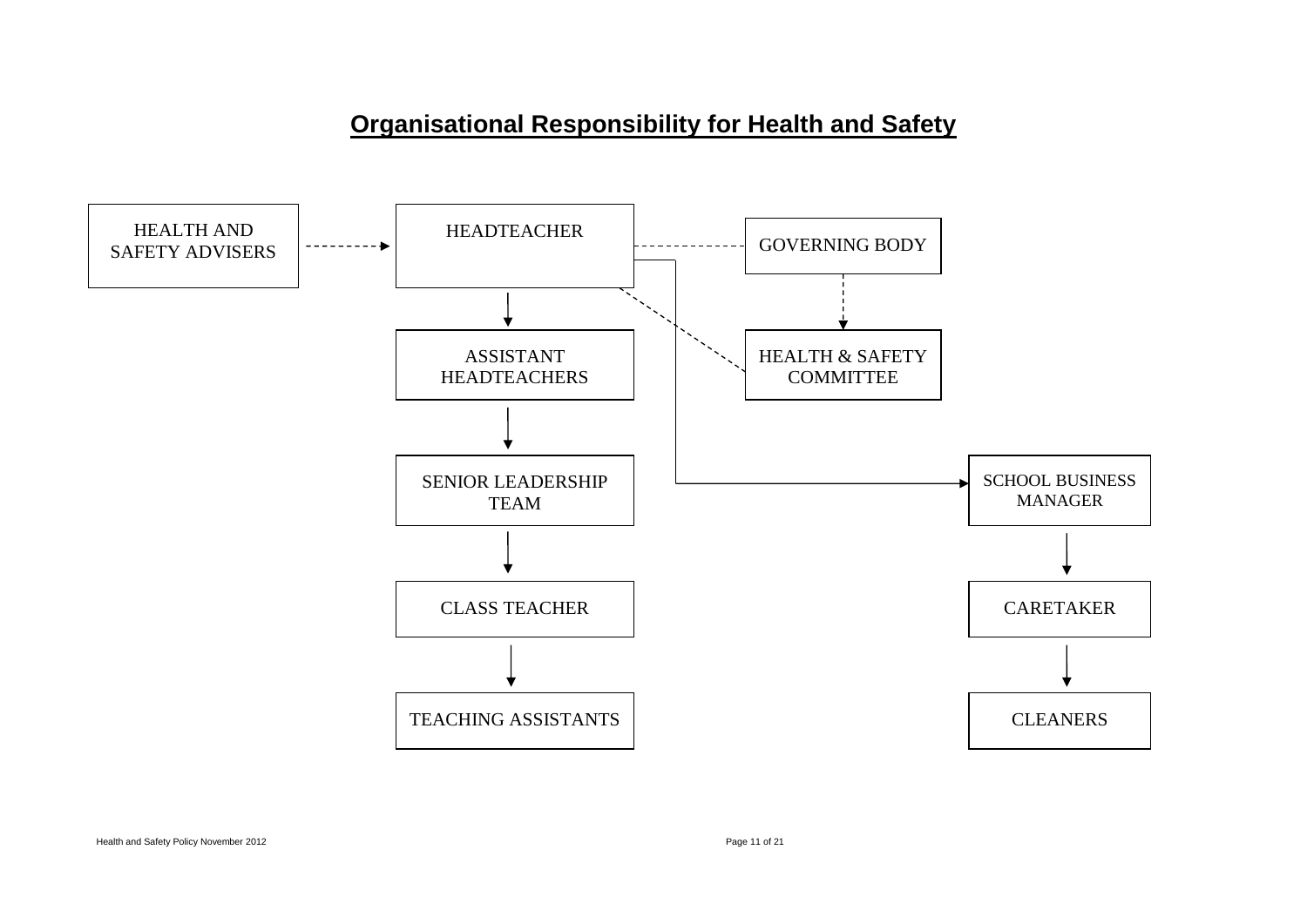## Organisational Responsibility for Health and Safety

HEALTH AND SAFETY ADVISERS

HEADTEACHER

GOVERNING BODY

ASSISTANT HEADTEACHERS

HEALTH & SAFETY COMMITTEE

SENIOR LEADERSHIP TEAM

SCHOOL BUSINESS MANAGER

CLASS TEACHER

CARETAKER

TEACHING ASSISTANTS

CLEANERS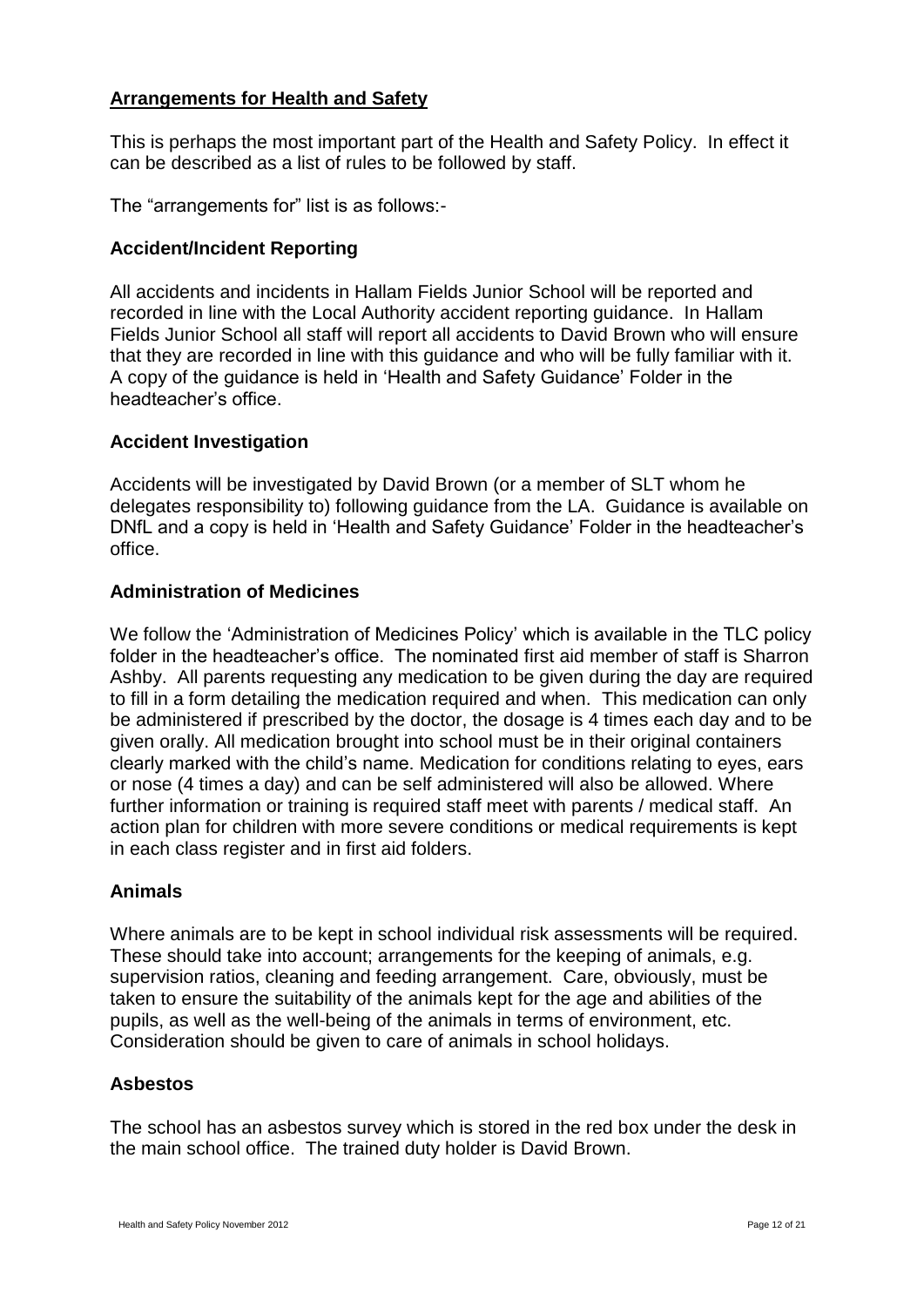## Arrangements for Health and Safety

This is perhaps the most important part of the Health and Safety Policy. In effect it can be described as a list of rules to be followed by staff.

The "arrangements for" list is as follows:-

### Accident/Incident Reporting

All accidents and incidents in Hallam Fields Junior School will be reported and recorded in line with the Local Authority accident reporting guidance. In Hallam Fields Junior School all staff will report all accidents to David Brown who will ensure that they are recorded in line with this guidance and who will be fully familiar with it. A copy of the guidance is held in 'Health and Safety Guidance' Folder in the headteacher's office.

### Accident Investigation

Accidents will be investigated by David Brown (or a member of SLT whom he delegates responsibility to) following guidance from the LA. Guidance is available on DNfL and a copy is held in 'Health and Safety Guidance' Folder in the headteacher's office.

### Administration of Medicines

We follow the 'Administration of Medicines Policy' which is available in the TLC policy folder in the headteacher's office. The nominated first aid member of staff is Sharron Ashby. All parents requesting any medication to be given during the day are required to fill in a form detailing the medication required and when. This medication can only be administered if prescribed by the doctor, the dosage is 4 times each day and to be given orally. All medication brought into school must be in their original containers clearly marked with the child's name. Medication for conditions relating to eyes, ears or nose (4 times a day) and can be self administered will also be allowed. Where further information or training is required staff meet with parents / medical staff. An action plan for children with more severe conditions or medical requirements is kept in each class register and in first aid folders.

### Animals

Where animals are to be kept in school individual risk assessments will be required. These should take into account; arrangements for the keeping of animals, e.g. supervision ratios, cleaning and feeding arrangement. Care, obviously, must be taken to ensure the suitability of the animals kept for the age and abilities of the pupils, as well as the well-being of the animals in terms of environment, etc. Consideration should be given to care of animals in school holidays.

### Asbestos

The school has an asbestos survey which is stored in the red box under the desk in the main school office. The trained duty holder is David Brown.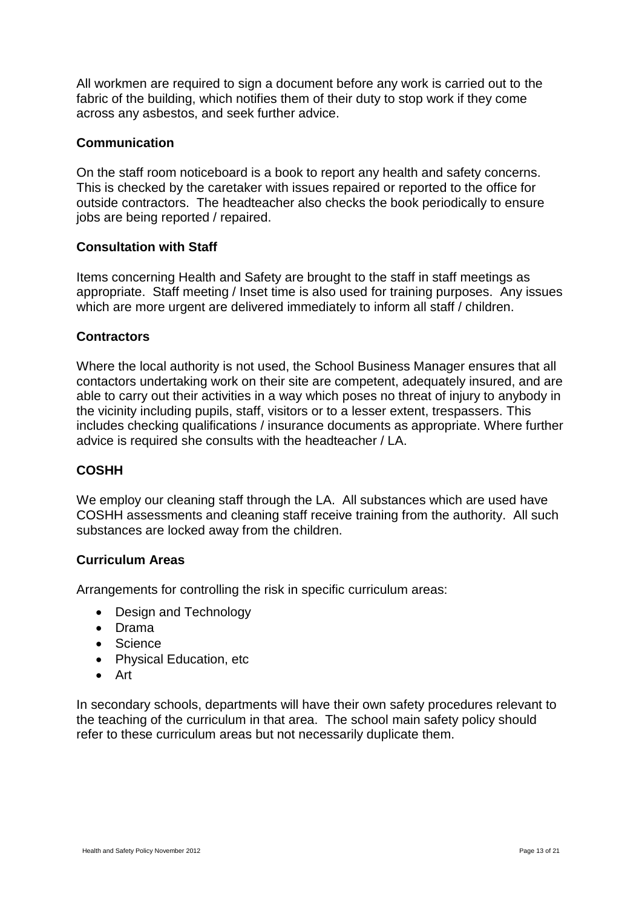All workmen are required to sign a document before any work is carried out to the fabric of the building, which notifies them of their duty to stop work if they come across any asbestos, and seek further advice.

**Communication**

On the staff room noticeboard is a book to report any health and safety concerns. This is checked by the caretaker with issues repaired or reported to the office for outside contractors. The headteacher also checks the book periodically to ensure jobs are being reported / repaired.

**Consultation with Staff**

Items concerning Health and Safety are brought to the staff in staff meetings as appropriate. Staff meeting / Inset time is also used for training purposes. Any issues which are more urgent are delivered immediately to inform all staff / children.

**Contractors**

Where the local authority is not used, the School Business Manager ensures that all contactors undertaking work on their site are competent, adequately insured, and are able to carry out their activities in a way which poses no threat of injury to anybody in the vicinity including pupils, staff, visitors or to a lesser extent, trespassers. This includes checking qualifications / insurance documents as appropriate. Where further advice is required she consults with the headteacher / LA.

**COSHH**

We employ our cleaning staff through the LA. All substances which are used have COSHH assessments and cleaning staff receive training from the authority. All such substances are locked away from the children.

**Curriculum Areas**

Arrangements for controlling the risk in specific curriculum areas:

- Design and Technology
- Drama
- Science
- Physical Education, etc
- Art

In secondary schools, departments will have their own safety procedures relevant to the teaching of the curriculum in that area. The school main safety policy should refer to these curriculum areas but not necessarily duplicate them.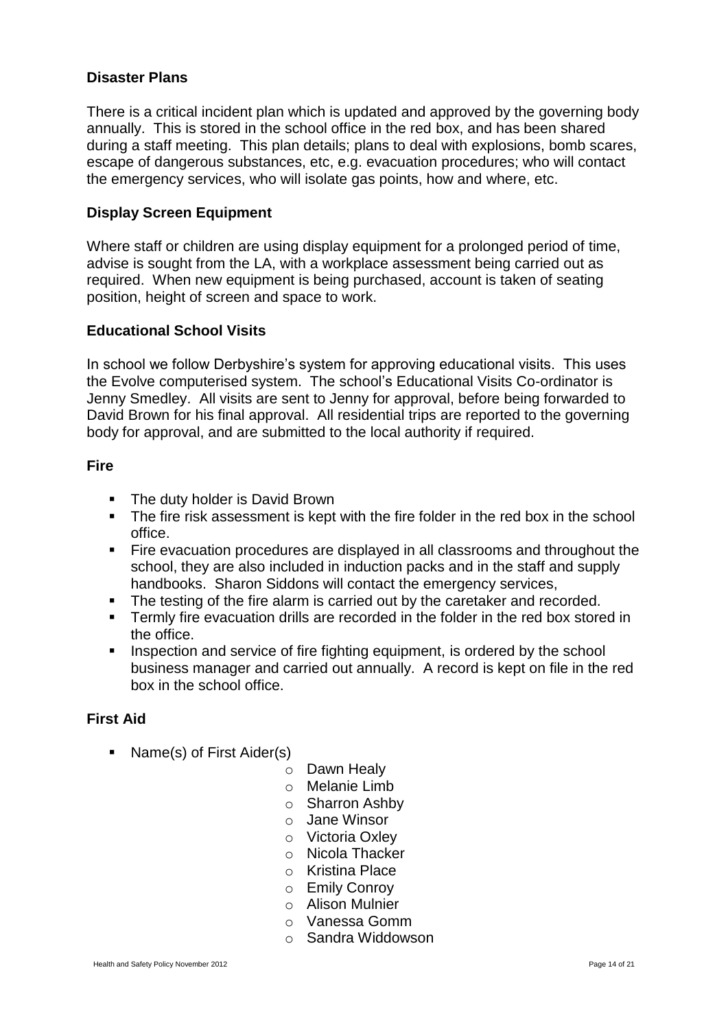### Disaster Plans

There is a critical incident plan which is updated and approved by the governing body annually. This is stored in the school office in the red box, and has been shared during a staff meeting. This plan details; plans to deal with explosions, bomb scares, escape of dangerous substances, etc, e.g. evacuation procedures; who will contact the emergency services, who will isolate gas points, how and where, etc.

### Display Screen Equipment

Where staff or children are using display equipment for a prolonged period of time, advise is sought from the LA, with a workplace assessment being carried out as required. When new equipment is being purchased, account is taken of seating position, height of screen and space to work.

### Educational School Visits

In school we follow Derbyshire's system for approving educational visits. This uses the Evolve computerised system. The school's Educational Visits Co-ordinator is Jenny Smedley. All visits are sent to Jenny for approval, before being forwarded to David Brown for his final approval. All residential trips are reported to the governing body for approval, and are submitted to the local authority if required.

### Fire

- The duty holder is David Brown
- The fire risk assessment is kept with the fire folder in the red box in the school office.
- Fire evacuation procedures are displayed in all classrooms and throughout the school, they are also included in induction packs and in the staff and supply handbooks. Sharon Siddons will contact the emergency services,
- The testing of the fire alarm is carried out by the caretaker and recorded.
- Termly fire evacuation drills are recorded in the folder in the red box stored in the office.
- Inspection and service of fire fighting equipment, is ordered by the school business manager and carried out annually. A record is kept on file in the red box in the school office.

### First Aid

- Name(s) of First Aider(s)
  - Dawn Healy
  - Melanie Limb
  - Sharron Ashby
  - Jane Winsor
  - Victoria Oxley
  - Nicola Thacker
  - Kristina Place
  - Emily Conroy
  - Alison Mulnier
  - Vanessa Gomm
  - Sandra Widdowson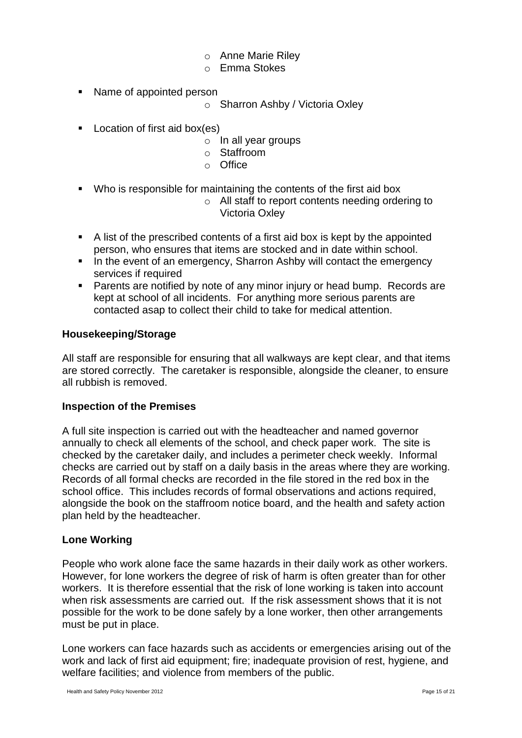- Anne Marie Riley
  - Emma Stokes

- Name of appointed person
  - Sharron Ashby / Victoria Oxley

- Location of first aid box(es)
  - In all year groups
  - Staffroom
  - Office

- Who is responsible for maintaining the contents of the first aid box
  - All staff to report contents needing ordering to Victoria Oxley

- A list of the prescribed contents of a first aid box is kept by the appointed person, who ensures that items are stocked and in date within school.
- In the event of an emergency, Sharron Ashby will contact the emergency services if required
- Parents are notified by note of any minor injury or head bump. Records are kept at school of all incidents. For anything more serious parents are contacted asap to collect their child to take for medical attention.

**Housekeeping/Storage**

All staff are responsible for ensuring that all walkways are kept clear, and that items are stored correctly. The caretaker is responsible, alongside the cleaner, to ensure all rubbish is removed.

**Inspection of the Premises**

A full site inspection is carried out with the headteacher and named governor annually to check all elements of the school, and check paper work. The site is checked by the caretaker daily, and includes a perimeter check weekly. Informal checks are carried out by staff on a daily basis in the areas where they are working. Records of all formal checks are recorded in the file stored in the red box in the school office. This includes records of formal observations and actions required, alongside the book on the staffroom notice board, and the health and safety action plan held by the headteacher.

**Lone Working**

People who work alone face the same hazards in their daily work as other workers. However, for lone workers the degree of risk of harm is often greater than for other workers. It is therefore essential that the risk of lone working is taken into account when risk assessments are carried out. If the risk assessment shows that it is not possible for the work to be done safely by a lone worker, then other arrangements must be put in place.

Lone workers can face hazards such as accidents or emergencies arising out of the work and lack of first aid equipment; fire; inadequate provision of rest, hygiene, and welfare facilities; and violence from members of the public.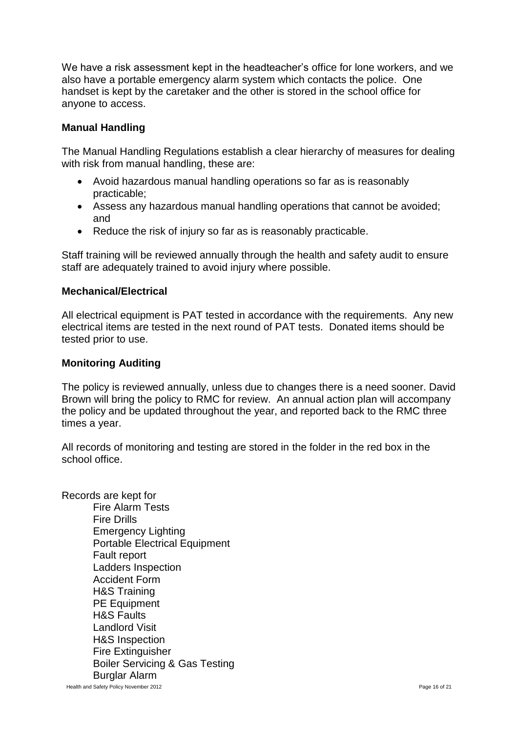We have a risk assessment kept in the headteacher's office for lone workers, and we also have a portable emergency alarm system which contacts the police. One handset is kept by the caretaker and the other is stored in the school office for anyone to access.

### Manual Handling

The Manual Handling Regulations establish a clear hierarchy of measures for dealing with risk from manual handling, these are:

- Avoid hazardous manual handling operations so far as is reasonably practicable;
- Assess any hazardous manual handling operations that cannot be avoided; and
- Reduce the risk of injury so far as is reasonably practicable.

Staff training will be reviewed annually through the health and safety audit to ensure staff are adequately trained to avoid injury where possible.

### Mechanical/Electrical

All electrical equipment is PAT tested in accordance with the requirements. Any new electrical items are tested in the next round of PAT tests. Donated items should be tested prior to use.

### Monitoring Auditing

The policy is reviewed annually, unless due to changes there is a need sooner. David Brown will bring the policy to RMC for review. An annual action plan will accompany the policy and be updated throughout the year, and reported back to the RMC three times a year.

All records of monitoring and testing are stored in the folder in the red box in the school office.

Records are kept for

- Fire Alarm Tests
- Fire Drills
- Emergency Lighting
- Portable Electrical Equipment
- Fault report
- Ladders Inspection
- Accident Form
- H&S Training
- PE Equipment
- H&S Faults
- Landlord Visit
- H&S Inspection
- Fire Extinguisher
- Boiler Servicing & Gas Testing
- Burglar Alarm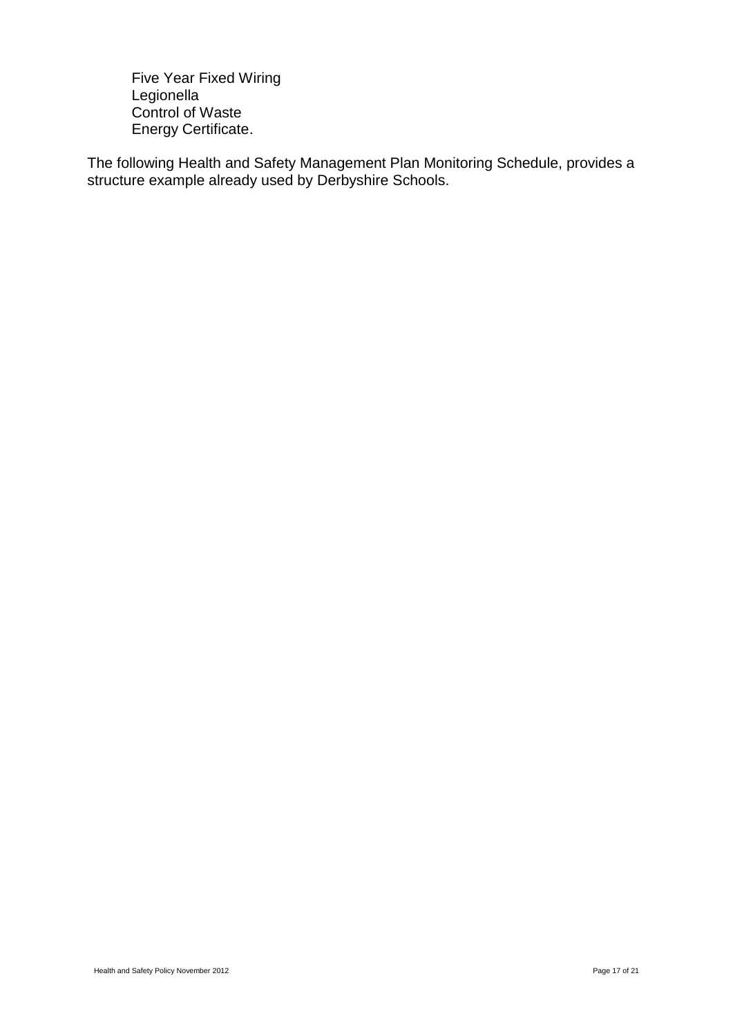Five Year Fixed Wiring
Legionella
Control of Waste
Energy Certificate.

The following Health and Safety Management Plan Monitoring Schedule, provides a structure example already used by Derbyshire Schools.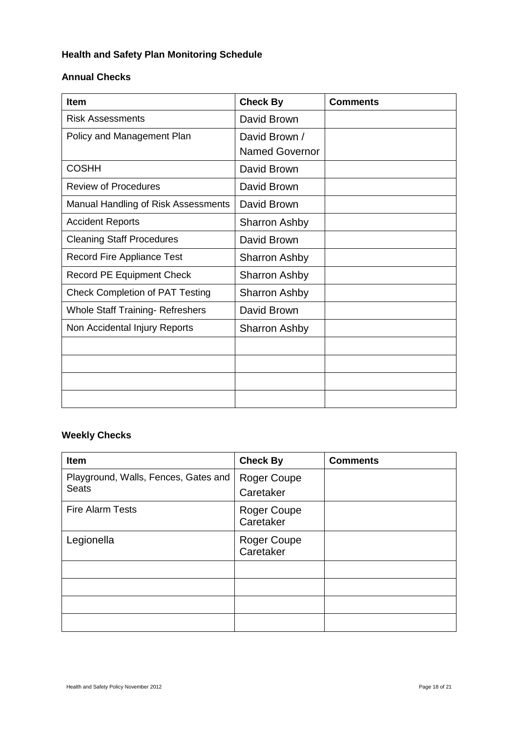## Health and Safety Plan Monitoring Schedule

### Annual Checks

| Item | Check By | Comments |
|---|---|---|
| Risk Assessments | David Brown | |
| Policy and Management Plan | David Brown / Named Governor | |
| COSHH | David Brown | |
| Review of Procedures | David Brown | |
| Manual Handling of Risk Assessments | David Brown | |
| Accident Reports | Sharron Ashby | |
| Cleaning Staff Procedures | David Brown | |
| Record Fire Appliance Test | Sharron Ashby | |
| Record PE Equipment Check | Sharron Ashby | |
| Check Completion of PAT Testing | Sharron Ashby | |
| Whole Staff Training- Refreshers | David Brown | |
| Non Accidental Injury Reports | Sharron Ashby | |
| | | |
| | | |
| | | |
| | | |

### Weekly Checks

| Item | Check By | Comments |
|---|---|---|
| Playground, Walls, Fences, Gates and Seats | Roger Coupe Caretaker | |
| Fire Alarm Tests | Roger Coupe Caretaker | |
| Legionella | Roger Coupe Caretaker | |
| | | |
| | | |
| | | |
| | | |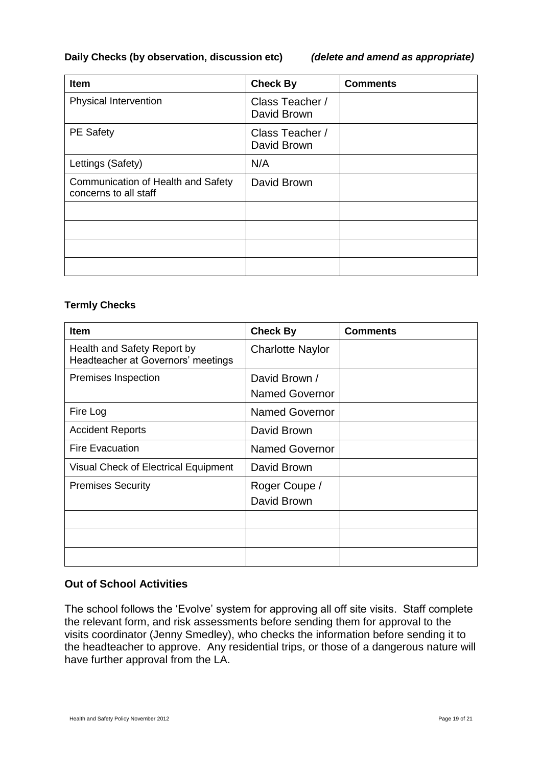**Daily Checks (by observation, discussion etc)** ***(delete and amend as appropriate)***

| Item | Check By | Comments |
|---|---|---|
| Physical Intervention | Class Teacher / David Brown | |
| PE Safety | Class Teacher / David Brown | |
| Lettings (Safety) | N/A | |
| Communication of Health and Safety concerns to all staff | David Brown | |
| | | |
| | | |
| | | |
| | | |

**Termly Checks**

| Item | Check By | Comments |
|---|---|---|
| Health and Safety Report by Headteacher at Governors' meetings | Charlotte Naylor | |
| Premises Inspection | David Brown / Named Governor | |
| Fire Log | Named Governor | |
| Accident Reports | David Brown | |
| Fire Evacuation | Named Governor | |
| Visual Check of Electrical Equipment | David Brown | |
| Premises Security | Roger Coupe / David Brown | |
| | | |
| | | |
| | | |

## Out of School Activities

The school follows the 'Evolve' system for approving all off site visits. Staff complete the relevant form, and risk assessments before sending them for approval to the visits coordinator (Jenny Smedley), who checks the information before sending it to the headteacher to approve. Any residential trips, or those of a dangerous nature will have further approval from the LA.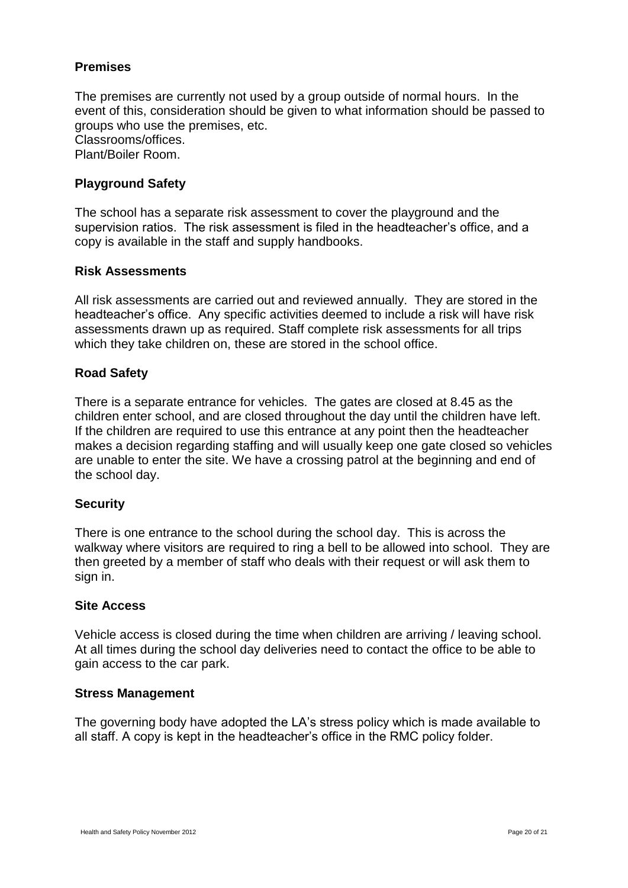### Premises

The premises are currently not used by a group outside of normal hours. In the event of this, consideration should be given to what information should be passed to groups who use the premises, etc.
Classrooms/offices.
Plant/Boiler Room.

### Playground Safety

The school has a separate risk assessment to cover the playground and the supervision ratios. The risk assessment is filed in the headteacher's office, and a copy is available in the staff and supply handbooks.

### Risk Assessments

All risk assessments are carried out and reviewed annually. They are stored in the headteacher's office. Any specific activities deemed to include a risk will have risk assessments drawn up as required. Staff complete risk assessments for all trips which they take children on, these are stored in the school office.

### Road Safety

There is a separate entrance for vehicles. The gates are closed at 8.45 as the children enter school, and are closed throughout the day until the children have left. If the children are required to use this entrance at any point then the headteacher makes a decision regarding staffing and will usually keep one gate closed so vehicles are unable to enter the site. We have a crossing patrol at the beginning and end of the school day.

### Security

There is one entrance to the school during the school day. This is across the walkway where visitors are required to ring a bell to be allowed into school. They are then greeted by a member of staff who deals with their request or will ask them to sign in.

### Site Access

Vehicle access is closed during the time when children are arriving / leaving school. At all times during the school day deliveries need to contact the office to be able to gain access to the car park.

### Stress Management

The governing body have adopted the LA's stress policy which is made available to all staff. A copy is kept in the headteacher's office in the RMC policy folder.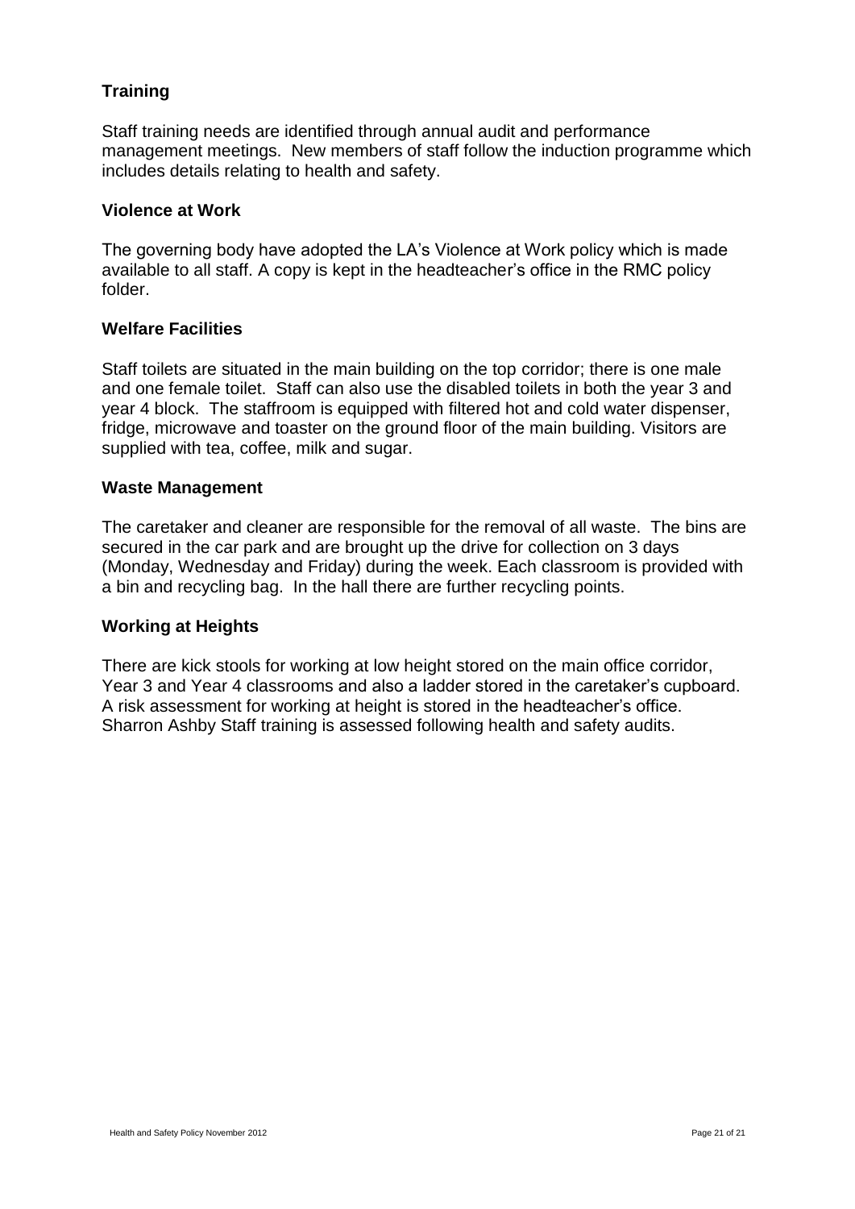## Training

Staff training needs are identified through annual audit and performance management meetings. New members of staff follow the induction programme which includes details relating to health and safety.

## Violence at Work

The governing body have adopted the LA's Violence at Work policy which is made available to all staff. A copy is kept in the headteacher's office in the RMC policy folder.

## Welfare Facilities

Staff toilets are situated in the main building on the top corridor; there is one male and one female toilet. Staff can also use the disabled toilets in both the year 3 and year 4 block. The staffroom is equipped with filtered hot and cold water dispenser, fridge, microwave and toaster on the ground floor of the main building. Visitors are supplied with tea, coffee, milk and sugar.

## Waste Management

The caretaker and cleaner are responsible for the removal of all waste. The bins are secured in the car park and are brought up the drive for collection on 3 days (Monday, Wednesday and Friday) during the week. Each classroom is provided with a bin and recycling bag. In the hall there are further recycling points.

## Working at Heights

There are kick stools for working at low height stored on the main office corridor, Year 3 and Year 4 classrooms and also a ladder stored in the caretaker's cupboard. A risk assessment for working at height is stored in the headteacher's office. Sharron Ashby Staff training is assessed following health and safety audits.